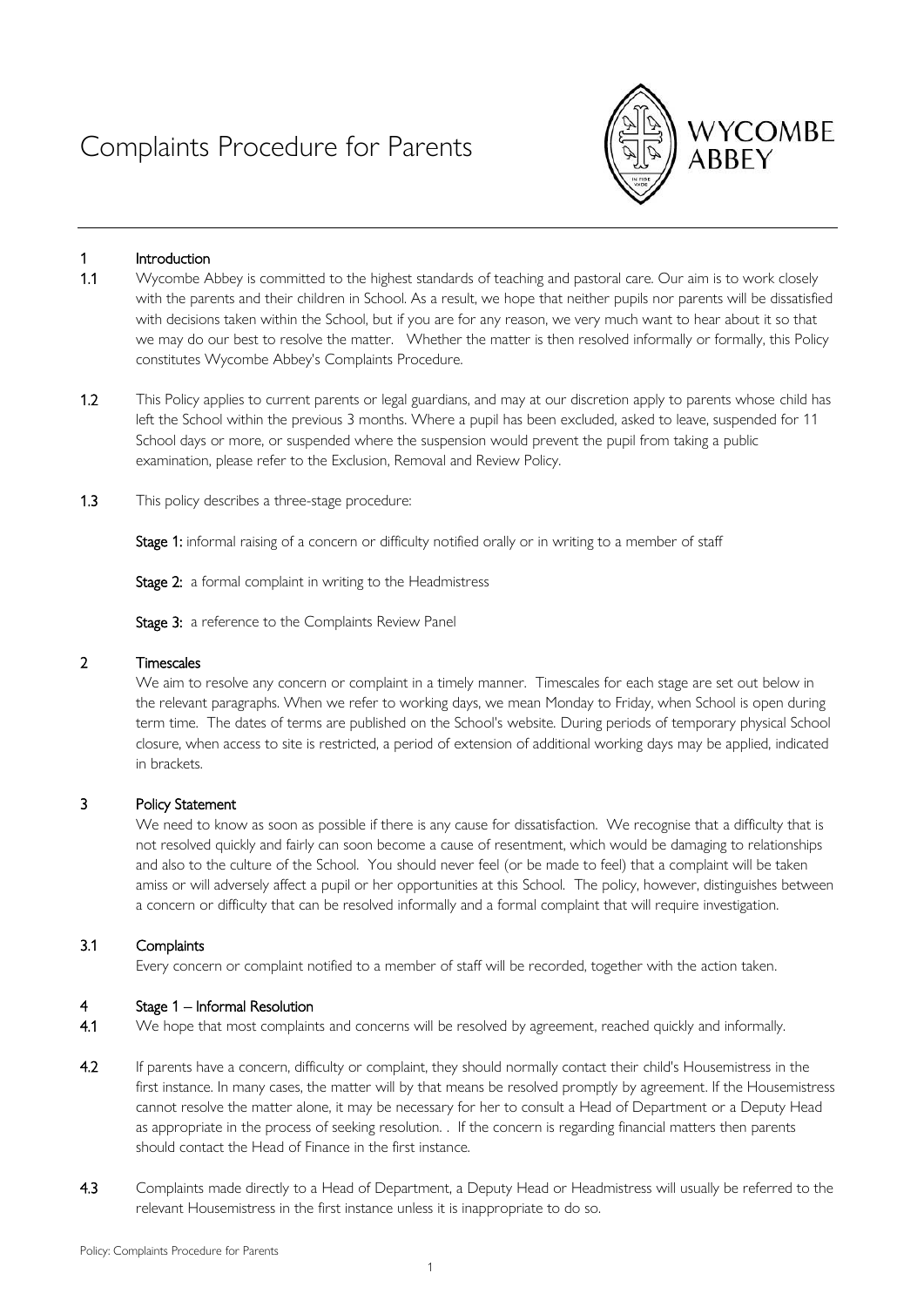# Complaints Procedure for Parents

## 1 Introduction

**1.1** Wycombe Abbey is committed to the highest standards of teaching and pastoral care. Our aim is to work closely with the parents and their children in School. As a result, we hope that neither pupils nor parents will be dissatisfied with decisions taken within the School, but if you are for any reason, we very much want to hear about it so that we may do our best to resolve the matter. Whether the matter is then resolved informally or formally, this Policy constitutes Wycombe Abbey's Complaints Procedure.

**1.2** This Policy applies to current parents or legal guardians, and may at our discretion apply to parents whose child has left the School within the previous 3 months. Where a pupil has been excluded, asked to leave, suspended for 11 School days or more, or suspended where the suspension would prevent the pupil from taking a public examination, please refer to the Exclusion, Removal and Review Policy.

**1.3** This policy describes a three-stage procedure:

**Stage 1:** informal raising of a concern or difficulty notified orally or in writing to a member of staff

**Stage 2:** a formal complaint in writing to the Headmistress

**Stage 3:** a reference to the Complaints Review Panel

## 2 Timescales

We aim to resolve any concern or complaint in a timely manner. Timescales for each stage are set out below in the relevant paragraphs. When we refer to working days, we mean Monday to Friday, when School is open during term time. The dates of terms are published on the School's website. During periods of temporary physical School closure, when access to site is restricted, a period of extension of additional working days may be applied, indicated in brackets.

## 3 Policy Statement

We need to know as soon as possible if there is any cause for dissatisfaction. We recognise that a difficulty that is not resolved quickly and fairly can soon become a cause of resentment, which would be damaging to relationships and also to the culture of the School. You should never feel (or be made to feel) that a complaint will be taken amiss or will adversely affect a pupil or her opportunities at this School. The policy, however, distinguishes between a concern or difficulty that can be resolved informally and a formal complaint that will require investigation.

### 3.1 Complaints

Every concern or complaint notified to a member of staff will be recorded, together with the action taken.

## 4 Stage 1 – Informal Resolution

**4.1** We hope that most complaints and concerns will be resolved by agreement, reached quickly and informally.

**4.2** If parents have a concern, difficulty or complaint, they should normally contact their child's Housemistress in the first instance. In many cases, the matter will by that means be resolved promptly by agreement. If the Housemistress cannot resolve the matter alone, it may be necessary for her to consult a Head of Department or a Deputy Head as appropriate in the process of seeking resolution. . If the concern is regarding financial matters then parents should contact the Head of Finance in the first instance.

**4.3** Complaints made directly to a Head of Department, a Deputy Head or Headmistress will usually be referred to the relevant Housemistress in the first instance unless it is inappropriate to do so.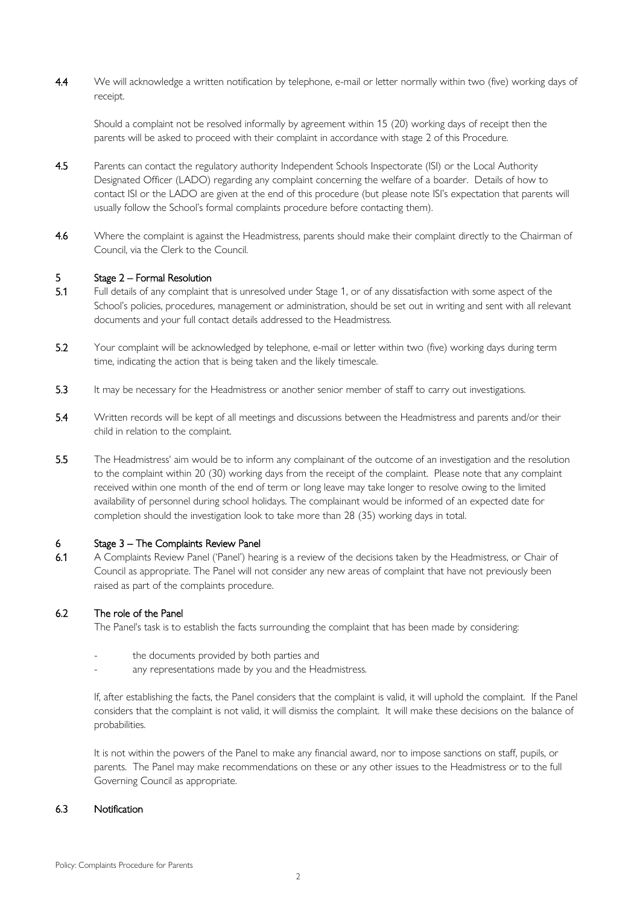4.4 We will acknowledge a written notification by telephone, e-mail or letter normally within two (five) working days of receipt.

Should a complaint not be resolved informally by agreement within 15 (20) working days of receipt then the parents will be asked to proceed with their complaint in accordance with stage 2 of this Procedure.

4.5 Parents can contact the regulatory authority Independent Schools Inspectorate (ISI) or the Local Authority Designated Officer (LADO) regarding any complaint concerning the welfare of a boarder. Details of how to contact ISI or the LADO are given at the end of this procedure (but please note ISI's expectation that parents will usually follow the School's formal complaints procedure before contacting them).

4.6 Where the complaint is against the Headmistress, parents should make their complaint directly to the Chairman of Council, via the Clerk to the Council.

## 5 Stage 2 – Formal Resolution

5.1 Full details of any complaint that is unresolved under Stage 1, or of any dissatisfaction with some aspect of the School's policies, procedures, management or administration, should be set out in writing and sent with all relevant documents and your full contact details addressed to the Headmistress.

5.2 Your complaint will be acknowledged by telephone, e-mail or letter within two (five) working days during term time, indicating the action that is being taken and the likely timescale.

5.3 It may be necessary for the Headmistress or another senior member of staff to carry out investigations.

5.4 Written records will be kept of all meetings and discussions between the Headmistress and parents and/or their child in relation to the complaint.

5.5 The Headmistress' aim would be to inform any complainant of the outcome of an investigation and the resolution to the complaint within 20 (30) working days from the receipt of the complaint. Please note that any complaint received within one month of the end of term or long leave may take longer to resolve owing to the limited availability of personnel during school holidays. The complainant would be informed of an expected date for completion should the investigation look to take more than 28 (35) working days in total.

## 6 Stage 3 – The Complaints Review Panel

6.1 A Complaints Review Panel ('Panel') hearing is a review of the decisions taken by the Headmistress, or Chair of Council as appropriate. The Panel will not consider any new areas of complaint that have not previously been raised as part of the complaints procedure.

### 6.2 The role of the Panel

The Panel's task is to establish the facts surrounding the complaint that has been made by considering:

- the documents provided by both parties and
- any representations made by you and the Headmistress.

If, after establishing the facts, the Panel considers that the complaint is valid, it will uphold the complaint. If the Panel considers that the complaint is not valid, it will dismiss the complaint. It will make these decisions on the balance of probabilities.

It is not within the powers of the Panel to make any financial award, nor to impose sanctions on staff, pupils, or parents. The Panel may make recommendations on these or any other issues to the Headmistress or to the full Governing Council as appropriate.

### 6.3 Notification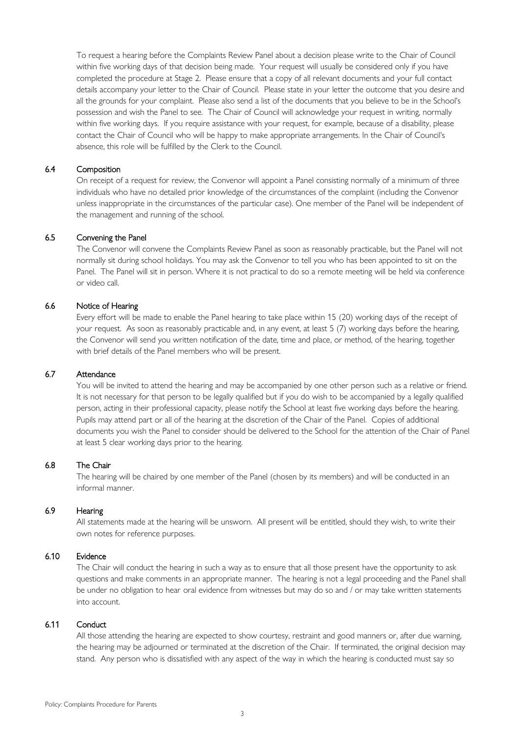To request a hearing before the Complaints Review Panel about a decision please write to the Chair of Council within five working days of that decision being made. Your request will usually be considered only if you have completed the procedure at Stage 2. Please ensure that a copy of all relevant documents and your full contact details accompany your letter to the Chair of Council. Please state in your letter the outcome that you desire and all the grounds for your complaint. Please also send a list of the documents that you believe to be in the School's possession and wish the Panel to see. The Chair of Council will acknowledge your request in writing, normally within five working days. If you require assistance with your request, for example, because of a disability, please contact the Chair of Council who will be happy to make appropriate arrangements. In the Chair of Council's absence, this role will be fulfilled by the Clerk to the Council.

### 6.4 Composition

On receipt of a request for review, the Convenor will appoint a Panel consisting normally of a minimum of three individuals who have no detailed prior knowledge of the circumstances of the complaint (including the Convenor unless inappropriate in the circumstances of the particular case). One member of the Panel will be independent of the management and running of the school.

### 6.5 Convening the Panel

The Convenor will convene the Complaints Review Panel as soon as reasonably practicable, but the Panel will not normally sit during school holidays. You may ask the Convenor to tell you who has been appointed to sit on the Panel. The Panel will sit in person. Where it is not practical to do so a remote meeting will be held via conference or video call.

### 6.6 Notice of Hearing

Every effort will be made to enable the Panel hearing to take place within 15 (20) working days of the receipt of your request. As soon as reasonably practicable and, in any event, at least 5 (7) working days before the hearing, the Convenor will send you written notification of the date, time and place, or method, of the hearing, together with brief details of the Panel members who will be present.

### 6.7 Attendance

You will be invited to attend the hearing and may be accompanied by one other person such as a relative or friend. It is not necessary for that person to be legally qualified but if you do wish to be accompanied by a legally qualified person, acting in their professional capacity, please notify the School at least five working days before the hearing. Pupils may attend part or all of the hearing at the discretion of the Chair of the Panel. Copies of additional documents you wish the Panel to consider should be delivered to the School for the attention of the Chair of Panel at least 5 clear working days prior to the hearing.

### 6.8 The Chair

The hearing will be chaired by one member of the Panel (chosen by its members) and will be conducted in an informal manner.

### 6.9 Hearing

All statements made at the hearing will be unsworn. All present will be entitled, should they wish, to write their own notes for reference purposes.

### 6.10 Evidence

The Chair will conduct the hearing in such a way as to ensure that all those present have the opportunity to ask questions and make comments in an appropriate manner. The hearing is not a legal proceeding and the Panel shall be under no obligation to hear oral evidence from witnesses but may do so and / or may take written statements into account.

### 6.11 Conduct

All those attending the hearing are expected to show courtesy, restraint and good manners or, after due warning, the hearing may be adjourned or terminated at the discretion of the Chair. If terminated, the original decision may stand. Any person who is dissatisfied with any aspect of the way in which the hearing is conducted must say so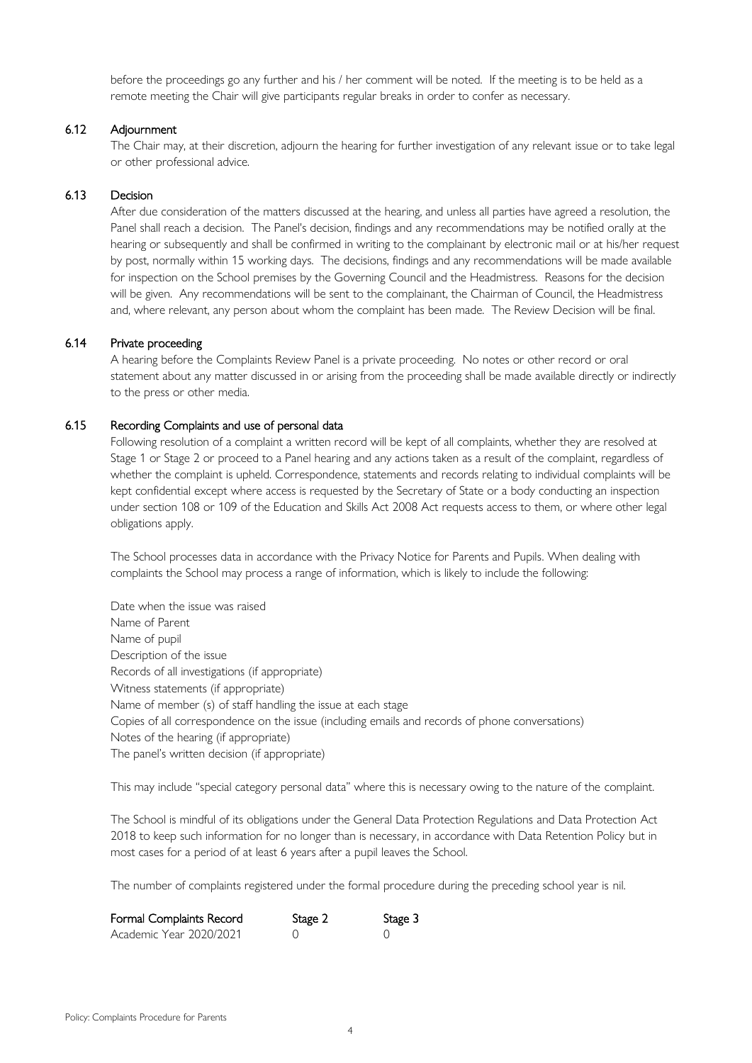before the proceedings go any further and his / her comment will be noted. If the meeting is to be held as a remote meeting the Chair will give participants regular breaks in order to confer as necessary.

### 6.12 Adjournment

The Chair may, at their discretion, adjourn the hearing for further investigation of any relevant issue or to take legal or other professional advice.

### 6.13 Decision

After due consideration of the matters discussed at the hearing, and unless all parties have agreed a resolution, the Panel shall reach a decision. The Panel's decision, findings and any recommendations may be notified orally at the hearing or subsequently and shall be confirmed in writing to the complainant by electronic mail or at his/her request by post, normally within 15 working days. The decisions, findings and any recommendations will be made available for inspection on the School premises by the Governing Council and the Headmistress. Reasons for the decision will be given. Any recommendations will be sent to the complainant, the Chairman of Council, the Headmistress and, where relevant, any person about whom the complaint has been made. The Review Decision will be final.

### 6.14 Private proceeding

A hearing before the Complaints Review Panel is a private proceeding. No notes or other record or oral statement about any matter discussed in or arising from the proceeding shall be made available directly or indirectly to the press or other media.

### 6.15 Recording Complaints and use of personal data

Following resolution of a complaint a written record will be kept of all complaints, whether they are resolved at Stage 1 or Stage 2 or proceed to a Panel hearing and any actions taken as a result of the complaint, regardless of whether the complaint is upheld. Correspondence, statements and records relating to individual complaints will be kept confidential except where access is requested by the Secretary of State or a body conducting an inspection under section 108 or 109 of the Education and Skills Act 2008 Act requests access to them, or where other legal obligations apply.

The School processes data in accordance with the Privacy Notice for Parents and Pupils. When dealing with complaints the School may process a range of information, which is likely to include the following:

Date when the issue was raised
Name of Parent
Name of pupil
Description of the issue
Records of all investigations (if appropriate)
Witness statements (if appropriate)
Name of member (s) of staff handling the issue at each stage
Copies of all correspondence on the issue (including emails and records of phone conversations)
Notes of the hearing (if appropriate)
The panel's written decision (if appropriate)

This may include "special category personal data" where this is necessary owing to the nature of the complaint.

The School is mindful of its obligations under the General Data Protection Regulations and Data Protection Act 2018 to keep such information for no longer than is necessary, in accordance with Data Retention Policy but in most cases for a period of at least 6 years after a pupil leaves the School.

The number of complaints registered under the formal procedure during the preceding school year is nil.

| Formal Complaints Record | Stage 2 | Stage 3 |
|---|---|---|
| Academic Year 2020/2021 | 0 | 0 |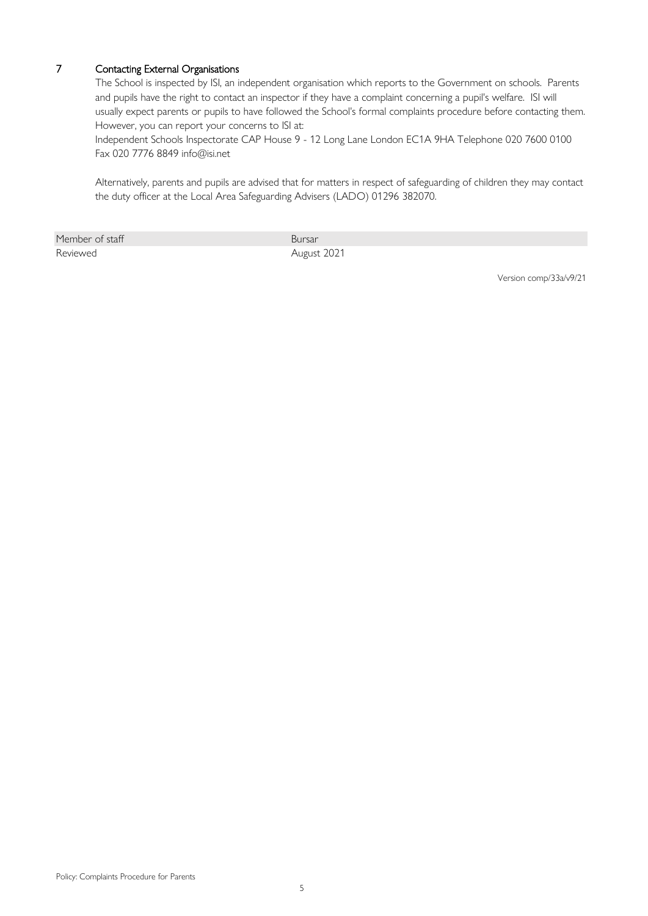## 7 Contacting External Organisations

The School is inspected by ISI, an independent organisation which reports to the Government on schools. Parents and pupils have the right to contact an inspector if they have a complaint concerning a pupil's welfare. ISI will usually expect parents or pupils to have followed the School's formal complaints procedure before contacting them. However, you can report your concerns to ISI at:

Independent Schools Inspectorate CAP House 9 - 12 Long Lane London EC1A 9HA Telephone 020 7600 0100 Fax 020 7776 8849 info@isi.net

Alternatively, parents and pupils are advised that for matters in respect of safeguarding of children they may contact the duty officer at the Local Area Safeguarding Advisers (LADO) 01296 382070.

| | |
|---|---|
| Member of staff | Bursar |
| Reviewed | August 2021 |

Version comp/33a/v9/21